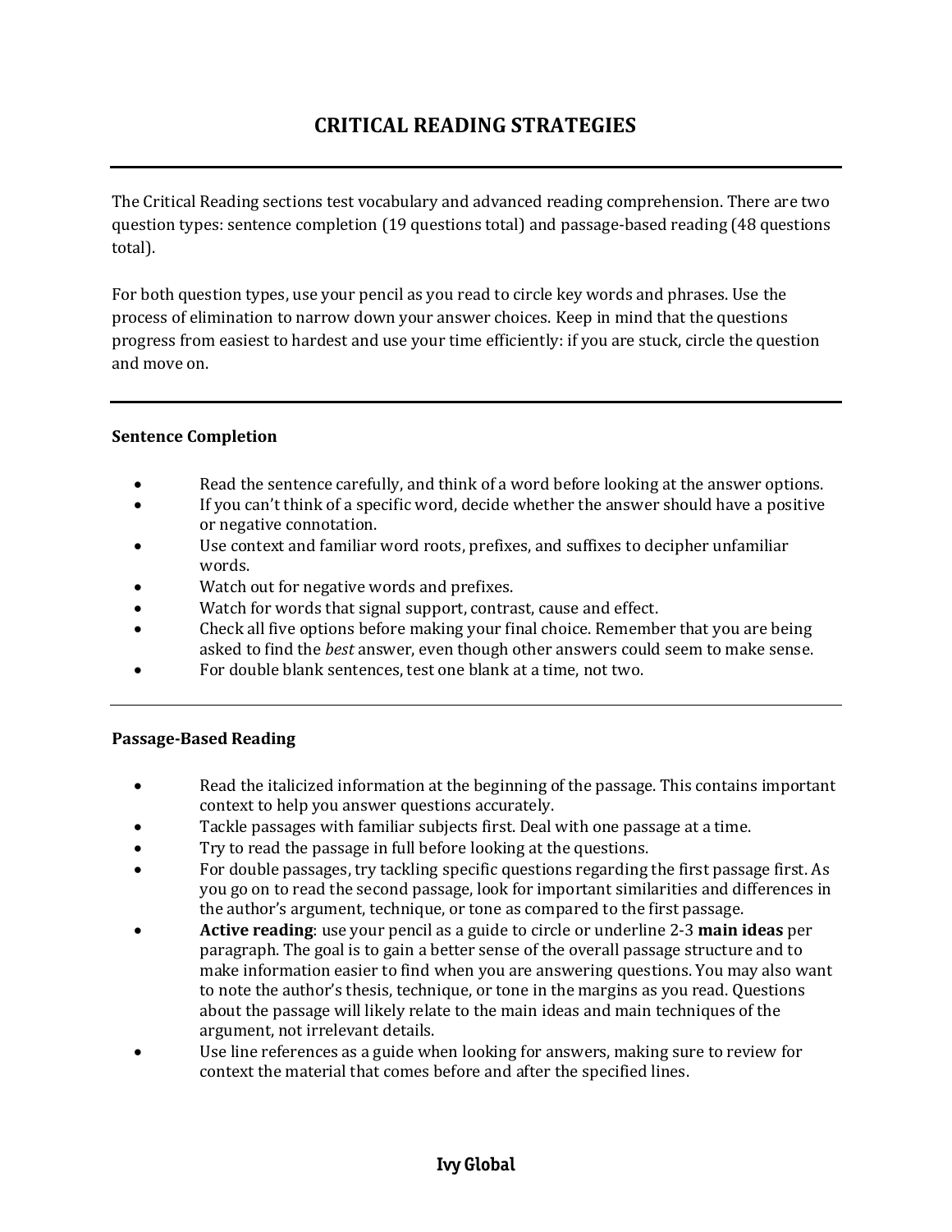# CRITICAL READING STRATEGIES

---

The Critical Reading sections test vocabulary and advanced reading comprehension. There are two question types: sentence completion (19 questions total) and passage-based reading (48 questions total).

For both question types, use your pencil as you read to circle key words and phrases. Use the process of elimination to narrow down your answer choices. Keep in mind that the questions progress from easiest to hardest and use your time efficiently: if you are stuck, circle the question and move on.

---

### Sentence Completion

- Read the sentence carefully, and think of a word before looking at the answer options.
- If you can't think of a specific word, decide whether the answer should have a positive or negative connotation.
- Use context and familiar word roots, prefixes, and suffixes to decipher unfamiliar words.
- Watch out for negative words and prefixes.
- Watch for words that signal support, contrast, cause and effect.
- Check all five options before making your final choice. Remember that you are being asked to find the *best* answer, even though other answers could seem to make sense.
- For double blank sentences, test one blank at a time, not two.

---

### Passage-Based Reading

- Read the italicized information at the beginning of the passage. This contains important context to help you answer questions accurately.
- Tackle passages with familiar subjects first. Deal with one passage at a time.
- Try to read the passage in full before looking at the questions.
- For double passages, try tackling specific questions regarding the first passage first. As you go on to read the second passage, look for important similarities and differences in the author's argument, technique, or tone as compared to the first passage.
- **Active reading**: use your pencil as a guide to circle or underline 2-3 **main ideas** per paragraph. The goal is to gain a better sense of the overall passage structure and to make information easier to find when you are answering questions. You may also want to note the author's thesis, technique, or tone in the margins as you read. Questions about the passage will likely relate to the main ideas and main techniques of the argument, not irrelevant details.
- Use line references as a guide when looking for answers, making sure to review for context the material that comes before and after the specified lines.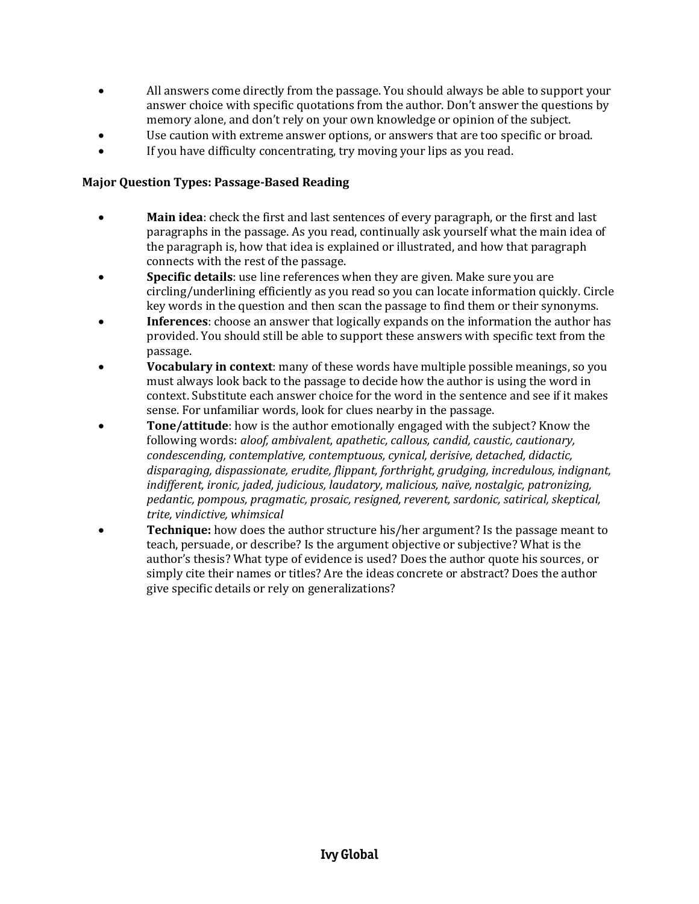- All answers come directly from the passage. You should always be able to support your answer choice with specific quotations from the author. Don't answer the questions by memory alone, and don't rely on your own knowledge or opinion of the subject.
- Use caution with extreme answer options, or answers that are too specific or broad.
- If you have difficulty concentrating, try moving your lips as you read.

**Major Question Types: Passage-Based Reading**

- **Main idea**: check the first and last sentences of every paragraph, or the first and last paragraphs in the passage. As you read, continually ask yourself what the main idea of the paragraph is, how that idea is explained or illustrated, and how that paragraph connects with the rest of the passage.
- **Specific details**: use line references when they are given. Make sure you are circling/underlining efficiently as you read so you can locate information quickly. Circle key words in the question and then scan the passage to find them or their synonyms.
- **Inferences**: choose an answer that logically expands on the information the author has provided. You should still be able to support these answers with specific text from the passage.
- **Vocabulary in context**: many of these words have multiple possible meanings, so you must always look back to the passage to decide how the author is using the word in context. Substitute each answer choice for the word in the sentence and see if it makes sense. For unfamiliar words, look for clues nearby in the passage.
- **Tone/attitude**: how is the author emotionally engaged with the subject? Know the following words: *aloof, ambivalent, apathetic, callous, candid, caustic, cautionary, condescending, contemplative, contemptuous, cynical, derisive, detached, didactic, disparaging, dispassionate, erudite, flippant, forthright, grudging, incredulous, indignant, indifferent, ironic, jaded, judicious, laudatory, malicious, naïve, nostalgic, patronizing, pedantic, pompous, pragmatic, prosaic, resigned, reverent, sardonic, satirical, skeptical, trite, vindictive, whimsical*
- **Technique:** how does the author structure his/her argument? Is the passage meant to teach, persuade, or describe? Is the argument objective or subjective? What is the author's thesis? What type of evidence is used? Does the author quote his sources, or simply cite their names or titles? Are the ideas concrete or abstract? Does the author give specific details or rely on generalizations?